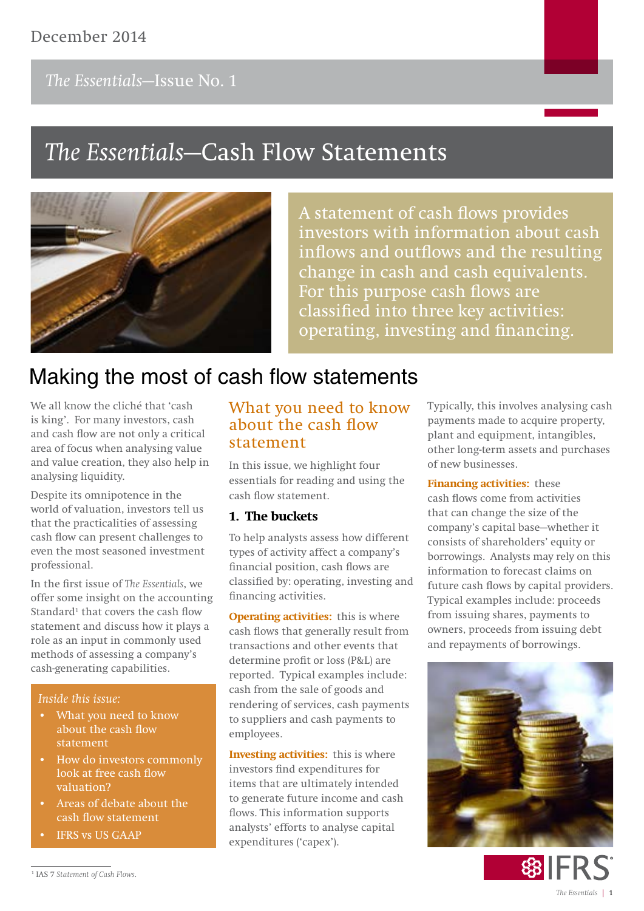December 2014

*The Essentials*—Issue No. 1

# *The Essentials*—Cash Flow Statements

A statement of cash flows provides investors with information about cash inflows and outflows and the resulting change in cash and cash equivalents. For this purpose cash flows are classified into three key activities: operating, investing and financing.

## Making the most of cash flow statements

We all know the cliché that 'cash is king'. For many investors, cash and cash flow are not only a critical area of focus when analysing value and value creation, they also help in analysing liquidity.

Despite its omnipotence in the world of valuation, investors tell us that the practicalities of assessing cash flow can present challenges to even the most seasoned investment professional.

In the first issue of *The Essentials*, we offer some insight on the accounting Standard[1] that covers the cash flow statement and discuss how it plays a role as an input in commonly used methods of assessing a company's cash-generating capabilities.

*Inside this issue:*

- What you need to know about the cash flow statement
- How do investors commonly look at free cash flow valuation?
- Areas of debate about the cash flow statement
- IFRS vs US GAAP

### What you need to know about the cash flow statement

In this issue, we highlight four essentials for reading and using the cash flow statement.

#### 1. The buckets

To help analysts assess how different types of activity affect a company's financial position, cash flows are classified by: operating, investing and financing activities.

**Operating activities:** this is where cash flows that generally result from transactions and other events that determine profit or loss (P&L) are reported. Typical examples include: cash from the sale of goods and rendering of services, cash payments to suppliers and cash payments to employees.

**Investing activities:** this is where investors find expenditures for items that are ultimately intended to generate future income and cash flows. This information supports analysts' efforts to analyse capital expenditures ('capex'). Typically, this involves analysing cash payments made to acquire property, plant and equipment, intangibles, other long-term assets and purchases of new businesses.

**Financing activities:** these cash flows come from activities that can change the size of the company's capital base—whether it consists of shareholders' equity or borrowings. Analysts may rely on this information to forecast claims on future cash flows by capital providers. Typical examples include: proceeds from issuing shares, payments to owners, proceeds from issuing debt and repayments of borrowings.

[1] IAS 7 *Statement of Cash Flows*.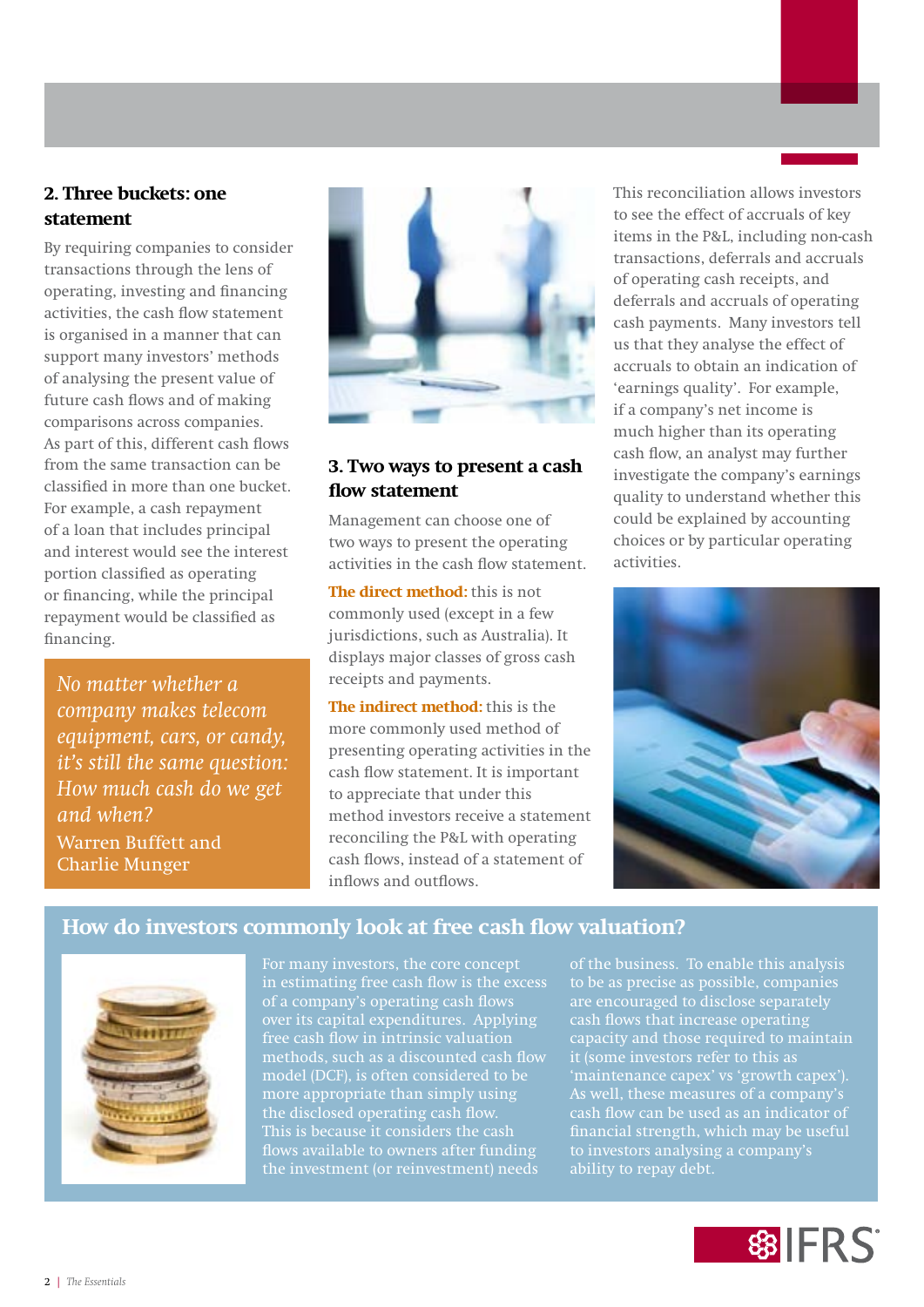## 2. Three buckets: one statement

By requiring companies to consider transactions through the lens of operating, investing and financing activities, the cash flow statement is organised in a manner that can support many investors' methods of analysing the present value of future cash flows and of making comparisons across companies. As part of this, different cash flows from the same transaction can be classified in more than one bucket. For example, a cash repayment of a loan that includes principal and interest would see the interest portion classified as operating or financing, while the principal repayment would be classified as financing.

> *No matter whether a company makes telecom equipment, cars, or candy, it's still the same question: How much cash do we get and when?*
>
> Warren Buffett and Charlie Munger

## 3. Two ways to present a cash flow statement

Management can choose one of two ways to present the operating activities in the cash flow statement.

**The direct method:** this is not commonly used (except in a few jurisdictions, such as Australia). It displays major classes of gross cash receipts and payments.

**The indirect method:** this is the more commonly used method of presenting operating activities in the cash flow statement. It is important to appreciate that under this method investors receive a statement reconciling the P&L with operating cash flows, instead of a statement of inflows and outflows.

This reconciliation allows investors to see the effect of accruals of key items in the P&L, including non-cash transactions, deferrals and accruals of operating cash receipts, and deferrals and accruals of operating cash payments. Many investors tell us that they analyse the effect of accruals to obtain an indication of 'earnings quality'. For example, if a company's net income is much higher than its operating cash flow, an analyst may further investigate the company's earnings quality to understand whether this could be explained by accounting choices or by particular operating activities.

## How do investors commonly look at free cash flow valuation?

For many investors, the core concept in estimating free cash flow is the excess of a company's operating cash flows over its capital expenditures. Applying free cash flow in intrinsic valuation methods, such as a discounted cash flow model (DCF), is often considered to be more appropriate than simply using the disclosed operating cash flow. This is because it considers the cash flows available to owners after funding the investment (or reinvestment) needs of the business. To enable this analysis to be as precise as possible, companies are encouraged to disclose separately cash flows that increase operating capacity and those required to maintain it (some investors refer to this as 'maintenance capex' vs 'growth capex'). As well, these measures of a company's cash flow can be used as an indicator of financial strength, which may be useful to investors analysing a company's ability to repay debt.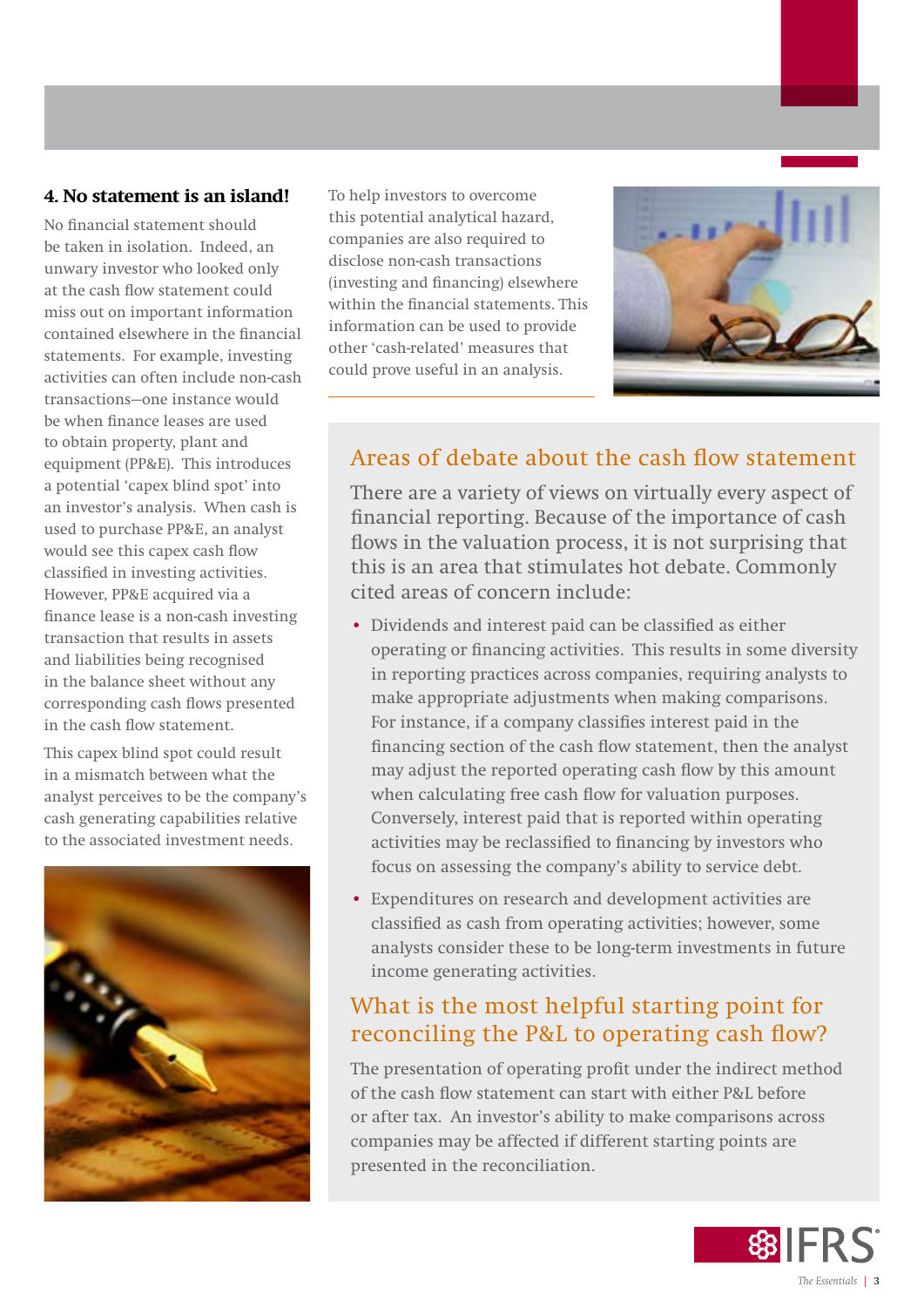## 4. No statement is an island!

No financial statement should be taken in isolation. Indeed, an unwary investor who looked only at the cash flow statement could miss out on important information contained elsewhere in the financial statements. For example, investing activities can often include non-cash transactions—one instance would be when finance leases are used to obtain property, plant and equipment (PP&E). This introduces a potential 'capex blind spot' into an investor's analysis. When cash is used to purchase PP&E, an analyst would see this capex cash flow classified in investing activities. However, PP&E acquired via a finance lease is a non-cash investing transaction that results in assets and liabilities being recognised in the balance sheet without any corresponding cash flows presented in the cash flow statement.

This capex blind spot could result in a mismatch between what the analyst perceives to be the company's cash generating capabilities relative to the associated investment needs.

To help investors to overcome this potential analytical hazard, companies are also required to disclose non-cash transactions (investing and financing) elsewhere within the financial statements. This information can be used to provide other 'cash-related' measures that could prove useful in an analysis.

## Areas of debate about the cash flow statement

There are a variety of views on virtually every aspect of financial reporting. Because of the importance of cash flows in the valuation process, it is not surprising that this is an area that stimulates hot debate. Commonly cited areas of concern include:

- Dividends and interest paid can be classified as either operating or financing activities. This results in some diversity in reporting practices across companies, requiring analysts to make appropriate adjustments when making comparisons. For instance, if a company classifies interest paid in the financing section of the cash flow statement, then the analyst may adjust the reported operating cash flow by this amount when calculating free cash flow for valuation purposes. Conversely, interest paid that is reported within operating activities may be reclassified to financing by investors who focus on assessing the company's ability to service debt.
- Expenditures on research and development activities are classified as cash from operating activities; however, some analysts consider these to be long-term investments in future income generating activities.

## What is the most helpful starting point for reconciling the P&L to operating cash flow?

The presentation of operating profit under the indirect method of the cash flow statement can start with either P&L before or after tax. An investor's ability to make comparisons across companies may be affected if different starting points are presented in the reconciliation.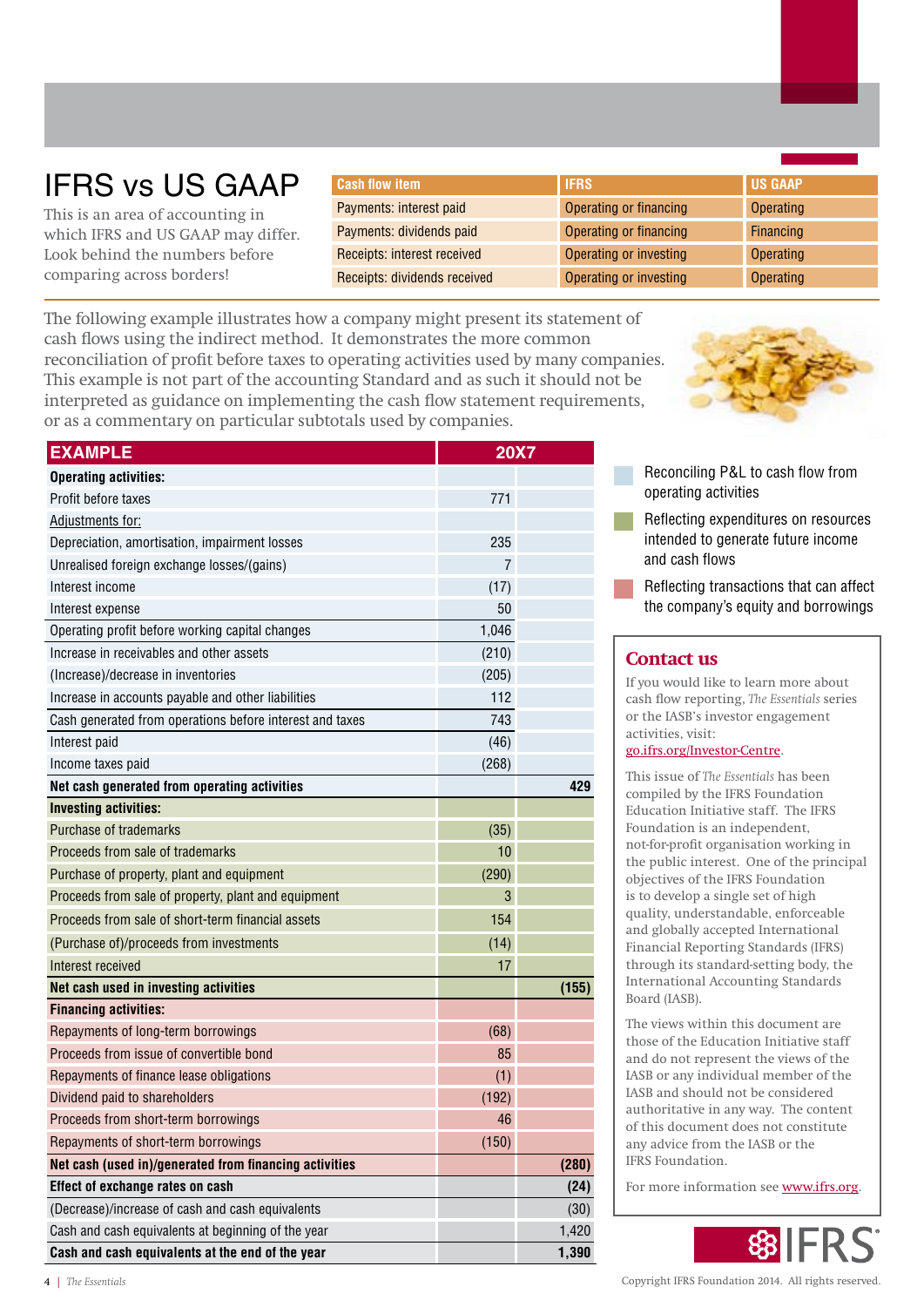# IFRS vs US GAAP

This is an area of accounting in which IFRS and US GAAP may differ. Look behind the numbers before comparing across borders!

| Cash flow item | IFRS | US GAAP |
|---|---|---|
| Payments: interest paid | Operating or financing | Operating |
| Payments: dividends paid | Operating or financing | Financing |
| Receipts: interest received | Operating or investing | Operating |
| Receipts: dividends received | Operating or investing | Operating |

The following example illustrates how a company might present its statement of cash flows using the indirect method. It demonstrates the more common reconciliation of profit before taxes to operating activities used by many companies. This example is not part of the accounting Standard and as such it should not be interpreted as guidance on implementing the cash flow statement requirements, or as a commentary on particular subtotals used by companies.

| EXAMPLE | 20X7 | |
|---|---|---|
| **Operating activities:** | | |
| Profit before taxes | 771 | |
| Adjustments for: | | |
| Depreciation, amortisation, impairment losses | 235 | |
| Unrealised foreign exchange losses/(gains) | 7 | |
| Interest income | (17) | |
| Interest expense | 50 | |
| Operating profit before working capital changes | 1,046 | |
| Increase in receivables and other assets | (210) | |
| (Increase)/decrease in inventories | (205) | |
| Increase in accounts payable and other liabilities | 112 | |
| Cash generated from operations before interest and taxes | 743 | |
| Interest paid | (46) | |
| Income taxes paid | (268) | |
| **Net cash generated from operating activities** | | **429** |
| **Investing activities:** | | |
| Purchase of trademarks | (35) | |
| Proceeds from sale of trademarks | 10 | |
| Purchase of property, plant and equipment | (290) | |
| Proceeds from sale of property, plant and equipment | 3 | |
| Proceeds from sale of short-term financial assets | 154 | |
| (Purchase of)/proceeds from investments | (14) | |
| Interest received | 17 | |
| **Net cash used in investing activities** | | **(155)** |
| **Financing activities:** | | |
| Repayments of long-term borrowings | (68) | |
| Proceeds from issue of convertible bond | 85 | |
| Repayments of finance lease obligations | (1) | |
| Dividend paid to shareholders | (192) | |
| Proceeds from short-term borrowings | 46 | |
| Repayments of short-term borrowings | (150) | |
| **Net cash (used in)/generated from financing activities** | | **(280)** |
| **Effect of exchange rates on cash** | | **(24)** |
| (Decrease)/increase of cash and cash equivalents | | (30) |
| Cash and cash equivalents at beginning of the year | | 1,420 |
| **Cash and cash equivalents at the end of the year** | | **1,390** |

- Reconciling P&L to cash flow from operating activities
- Reflecting expenditures on resources intended to generate future income and cash flows
- Reflecting transactions that can affect the company's equity and borrowings

## Contact us

If you would like to learn more about cash flow reporting, *The Essentials* series or the IASB's investor engagement activities, visit: go.ifrs.org/Investor-Centre.

This issue of *The Essentials* has been compiled by the IFRS Foundation Education Initiative staff. The IFRS Foundation is an independent, not-for-profit organisation working in the public interest. One of the principal objectives of the IFRS Foundation is to develop a single set of high quality, understandable, enforceable and globally accepted International Financial Reporting Standards (IFRS) through its standard-setting body, the International Accounting Standards Board (IASB).

The views within this document are those of the Education Initiative staff and do not represent the views of the IASB or any individual member of the IASB and should not be considered authoritative in any way. The content of this document does not constitute any advice from the IASB or the IFRS Foundation.

For more information see www.ifrs.org.

IFRS

Copyright IFRS Foundation 2014. All rights reserved.